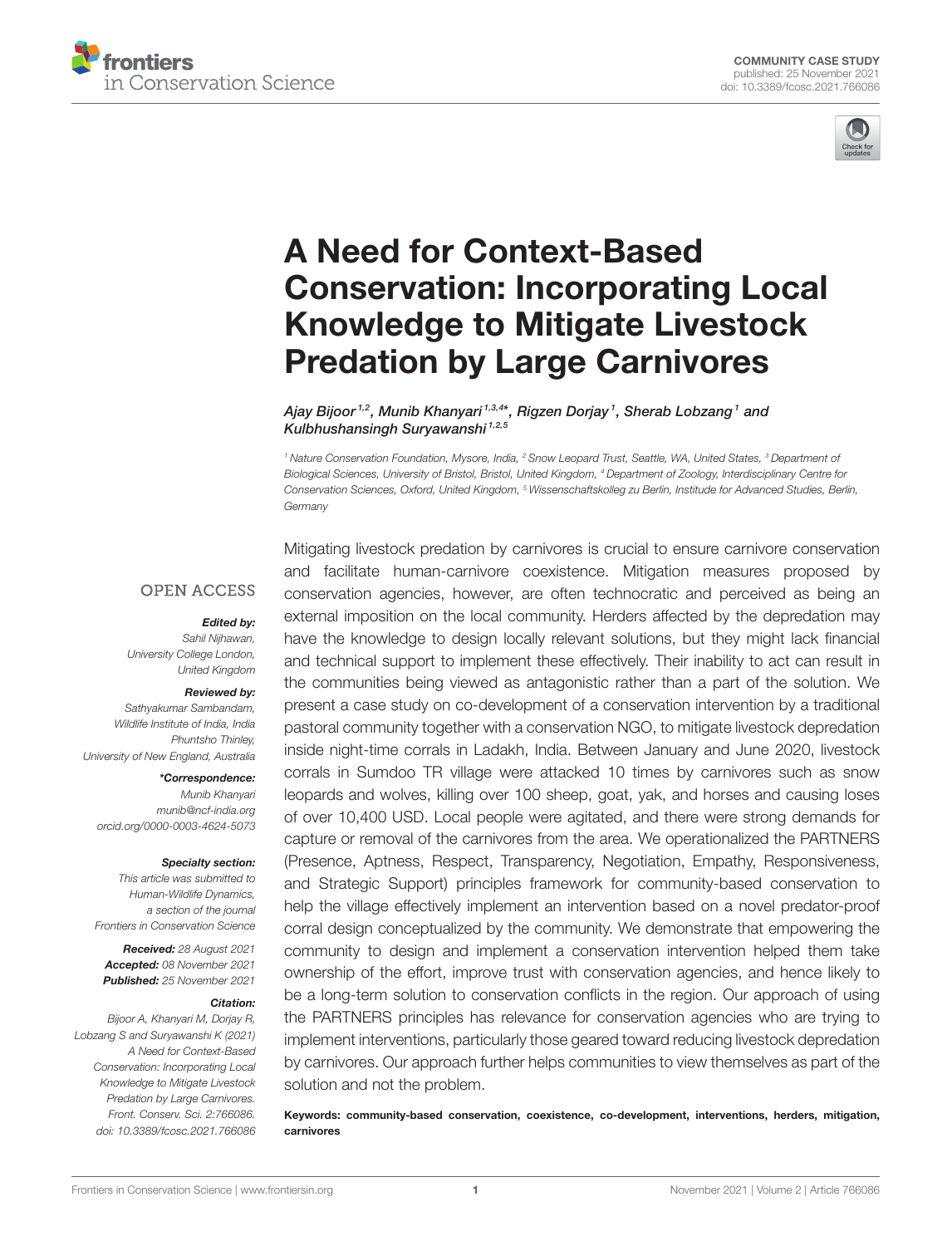COMMUNITY CASE STUDY
published: 25 November 2021
doi: 10.3389/fcosc.2021.766086

# A Need for Context-Based Conservation: Incorporating Local Knowledge to Mitigate Livestock Predation by Large Carnivores

*Ajay Bijoor[1,2], Munib Khanyari[1,3,4]\*, Rigzen Dorjay[1], Sherab Lobzang[1] and Kulbhushansingh Suryawanshi[1,2,5]*

[1] Nature Conservation Foundation, Mysore, India, [2] Snow Leopard Trust, Seattle, WA, United States, [3] Department of Biological Sciences, University of Bristol, Bristol, United Kingdom, [4] Department of Zoology, Interdisciplinary Centre for Conservation Sciences, Oxford, United Kingdom, [5] Wissenschaftskolleg zu Berlin, Institude for Advanced Studies, Berlin, Germany

OPEN ACCESS

***Edited by:***
Sahil Nijhawan,
University College London,
United Kingdom

***Reviewed by:***
Sathyakumar Sambandam,
Wildlife Institute of India, India
Phuntsho Thinley,
University of New England, Australia

***\*Correspondence:***
Munib Khanyari
munib@ncf-india.org
orcid.org/0000-0003-4624-5073

***Specialty section:***
This article was submitted to
Human-Wildlife Dynamics,
a section of the journal
Frontiers in Conservation Science

***Received:*** 28 August 2021
***Accepted:*** 08 November 2021
***Published:*** 25 November 2021

***Citation:***
Bijoor A, Khanyari M, Dorjay R, Lobzang S and Suryawanshi K (2021) A Need for Context-Based Conservation: Incorporating Local Knowledge to Mitigate Livestock Predation by Large Carnivores. Front. Conserv. Sci. 2:766086. doi: 10.3389/fcosc.2021.766086

Mitigating livestock predation by carnivores is crucial to ensure carnivore conservation and facilitate human-carnivore coexistence. Mitigation measures proposed by conservation agencies, however, are often technocratic and perceived as being an external imposition on the local community. Herders affected by the depredation may have the knowledge to design locally relevant solutions, but they might lack financial and technical support to implement these effectively. Their inability to act can result in the communities being viewed as antagonistic rather than a part of the solution. We present a case study on co-development of a conservation intervention by a traditional pastoral community together with a conservation NGO, to mitigate livestock depredation inside night-time corrals in Ladakh, India. Between January and June 2020, livestock corrals in Sumdoo TR village were attacked 10 times by carnivores such as snow leopards and wolves, killing over 100 sheep, goat, yak, and horses and causing loses of over 10,400 USD. Local people were agitated, and there were strong demands for capture or removal of the carnivores from the area. We operationalized the PARTNERS (Presence, Aptness, Respect, Transparency, Negotiation, Empathy, Responsiveness, and Strategic Support) principles framework for community-based conservation to help the village effectively implement an intervention based on a novel predator-proof corral design conceptualized by the community. We demonstrate that empowering the community to design and implement a conservation intervention helped them take ownership of the effort, improve trust with conservation agencies, and hence likely to be a long-term solution to conservation conflicts in the region. Our approach of using the PARTNERS principles has relevance for conservation agencies who are trying to implement interventions, particularly those geared toward reducing livestock depredation by carnivores. Our approach further helps communities to view themselves as part of the solution and not the problem.

**Keywords: community-based conservation, coexistence, co-development, interventions, herders, mitigation, carnivores**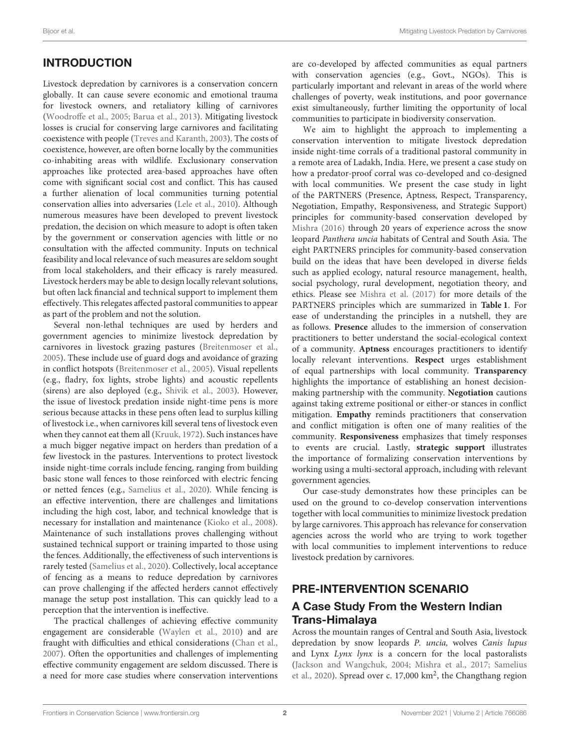## INTRODUCTION

Livestock depredation by carnivores is a conservation concern globally. It can cause severe economic and emotional trauma for livestock owners, and retaliatory killing of carnivores (Woodroffe et al., 2005; Barua et al., 2013). Mitigating livestock losses is crucial for conserving large carnivores and facilitating coexistence with people (Treves and Karanth, 2003). The costs of coexistence, however, are often borne locally by the communities co-inhabiting areas with wildlife. Exclusionary conservation approaches like protected area-based approaches have often come with significant social cost and conflict. This has caused a further alienation of local communities turning potential conservation allies into adversaries (Lele et al., 2010). Although numerous measures have been developed to prevent livestock predation, the decision on which measure to adopt is often taken by the government or conservation agencies with little or no consultation with the affected community. Inputs on technical feasibility and local relevance of such measures are seldom sought from local stakeholders, and their efficacy is rarely measured. Livestock herders may be able to design locally relevant solutions, but often lack financial and technical support to implement them effectively. This relegates affected pastoral communities to appear as part of the problem and not the solution.

Several non-lethal techniques are used by herders and government agencies to minimize livestock depredation by carnivores in livestock grazing pastures (Breitenmoser et al., 2005). These include use of guard dogs and avoidance of grazing in conflict hotspots (Breitenmoser et al., 2005). Visual repellents (e.g., fladry, fox lights, strobe lights) and acoustic repellents (sirens) are also deployed (e.g., Shivik et al., 2003). However, the issue of livestock predation inside night-time pens is more serious because attacks in these pens often lead to surplus killing of livestock i.e., when carnivores kill several tens of livestock even when they cannot eat them all (Kruuk, 1972). Such instances have a much bigger negative impact on herders than predation of a few livestock in the pastures. Interventions to protect livestock inside night-time corrals include fencing, ranging from building basic stone wall fences to those reinforced with electric fencing or netted fences (e.g., Samelius et al., 2020). While fencing is an effective intervention, there are challenges and limitations including the high cost, labor, and technical knowledge that is necessary for installation and maintenance (Kioko et al., 2008). Maintenance of such installations proves challenging without sustained technical support or training imparted to those using the fences. Additionally, the effectiveness of such interventions is rarely tested (Samelius et al., 2020). Collectively, local acceptance of fencing as a means to reduce depredation by carnivores can prove challenging if the affected herders cannot effectively manage the setup post installation. This can quickly lead to a perception that the intervention is ineffective.

The practical challenges of achieving effective community engagement are considerable (Waylen et al., 2010) and are fraught with difficulties and ethical considerations (Chan et al., 2007). Often the opportunities and challenges of implementing effective community engagement are seldom discussed. There is a need for more case studies where conservation interventions are co-developed by affected communities as equal partners with conservation agencies (e.g., Govt., NGOs). This is particularly important and relevant in areas of the world where challenges of poverty, weak institutions, and poor governance exist simultaneously, further limiting the opportunity of local communities to participate in biodiversity conservation.

We aim to highlight the approach to implementing a conservation intervention to mitigate livestock depredation inside night-time corrals of a traditional pastoral community in a remote area of Ladakh, India. Here, we present a case study on how a predator-proof corral was co-developed and co-designed with local communities. We present the case study in light of the PARTNERS (Presence, Aptness, Respect, Transparency, Negotiation, Empathy, Responsiveness, and Strategic Support) principles for community-based conservation developed by Mishra (2016) through 20 years of experience across the snow leopard *Panthera uncia* habitats of Central and South Asia. The eight PARTNERS principles for community-based conservation build on the ideas that have been developed in diverse fields such as applied ecology, natural resource management, health, social psychology, rural development, negotiation theory, and ethics. Please see Mishra et al. (2017) for more details of the PARTNERS principles which are summarized in **Table 1**. For ease of understanding the principles in a nutshell, they are as follows. **Presence** alludes to the immersion of conservation practitioners to better understand the social-ecological context of a community. **Aptness** encourages practitioners to identify locally relevant interventions. **Respect** urges establishment of equal partnerships with local community. **Transparency** highlights the importance of establishing an honest decision-making partnership with the community. **Negotiation** cautions against taking extreme positional or either-or stances in conflict mitigation. **Empathy** reminds practitioners that conservation and conflict mitigation is often one of many realities of the community. **Responsiveness** emphasizes that timely responses to events are crucial. Lastly, **strategic support** illustrates the importance of formalizing conservation interventions by working using a multi-sectoral approach, including with relevant government agencies.

Our case-study demonstrates how these principles can be used on the ground to co-develop conservation interventions together with local communities to minimize livestock predation by large carnivores. This approach has relevance for conservation agencies across the world who are trying to work together with local communities to implement interventions to reduce livestock predation by carnivores.

## PRE-INTERVENTION SCENARIO

### A Case Study From the Western Indian Trans-Himalaya

Across the mountain ranges of Central and South Asia, livestock depredation by snow leopards *P. uncia,* wolves *Canis lupus* and Lynx *Lynx lynx* is a concern for the local pastoralists (Jackson and Wangchuk, 2004; Mishra et al., 2017; Samelius et al., 2020). Spread over c. 17,000 km$^2$, the Changthang region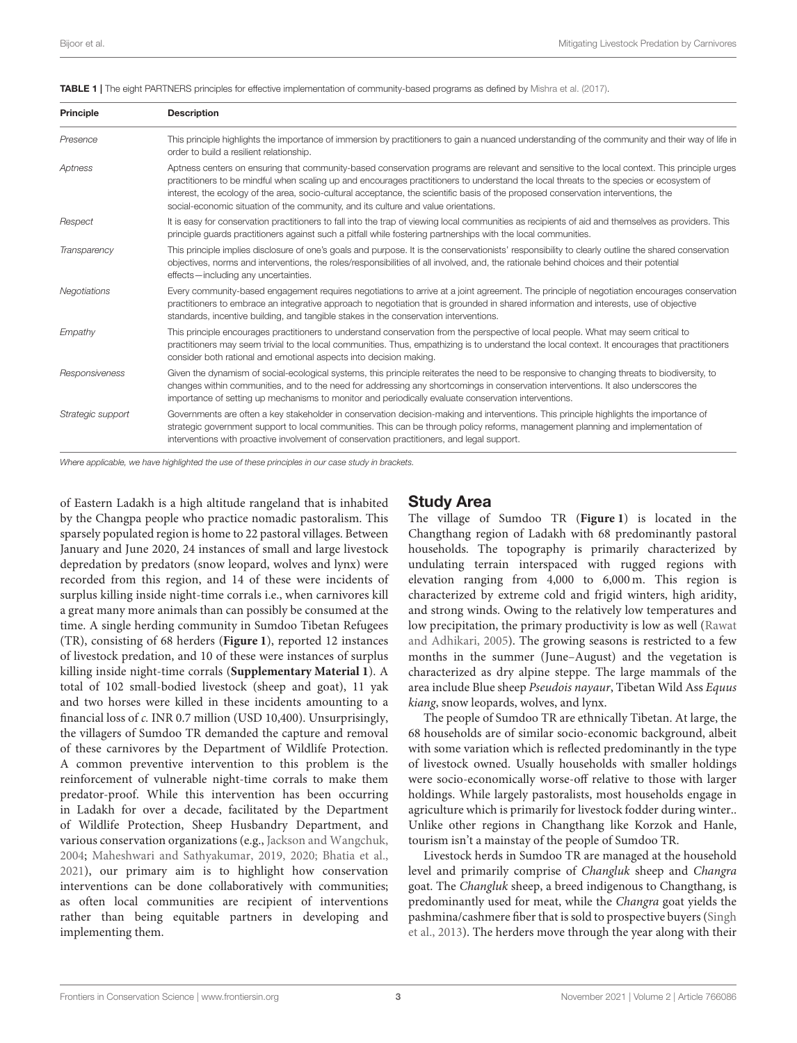**TABLE 1 |** The eight PARTNERS principles for effective implementation of community-based programs as defined by Mishra et al. (2017).

| Principle | Description |
|---|---|
| *Presence* | This principle highlights the importance of immersion by practitioners to gain a nuanced understanding of the community and their way of life in order to build a resilient relationship. |
| *Aptness* | Aptness centers on ensuring that community-based conservation programs are relevant and sensitive to the local context. This principle urges practitioners to be mindful when scaling up and encourages practitioners to understand the local threats to the species or ecosystem of interest, the ecology of the area, socio-cultural acceptance, the scientific basis of the proposed conservation interventions, the social-economic situation of the community, and its culture and value orientations. |
| *Respect* | It is easy for conservation practitioners to fall into the trap of viewing local communities as recipients of aid and themselves as providers. This principle guards practitioners against such a pitfall while fostering partnerships with the local communities. |
| *Transparency* | This principle implies disclosure of one's goals and purpose. It is the conservationists' responsibility to clearly outline the shared conservation objectives, norms and interventions, the roles/responsibilities of all involved, and, the rationale behind choices and their potential effects—including any uncertainties. |
| *Negotiations* | Every community-based engagement requires negotiations to arrive at a joint agreement. The principle of negotiation encourages conservation practitioners to embrace an integrative approach to negotiation that is grounded in shared information and interests, use of objective standards, incentive building, and tangible stakes in the conservation interventions. |
| *Empathy* | This principle encourages practitioners to understand conservation from the perspective of local people. What may seem critical to practitioners may seem trivial to the local communities. Thus, empathizing is to understand the local context. It encourages that practitioners consider both rational and emotional aspects into decision making. |
| *Responsiveness* | Given the dynamism of social-ecological systems, this principle reiterates the need to be responsive to changing threats to biodiversity, to changes within communities, and to the need for addressing any shortcomings in conservation interventions. It also underscores the importance of setting up mechanisms to monitor and periodically evaluate conservation interventions. |
| *Strategic support* | Governments are often a key stakeholder in conservation decision-making and interventions. This principle highlights the importance of strategic government support to local communities. This can be through policy reforms, management planning and implementation of interventions with proactive involvement of conservation practitioners, and legal support. |

*Where applicable, we have highlighted the use of these principles in our case study in brackets.*

of Eastern Ladakh is a high altitude rangeland that is inhabited by the Changpa people who practice nomadic pastoralism. This sparsely populated region is home to 22 pastoral villages. Between January and June 2020, 24 instances of small and large livestock depredation by predators (snow leopard, wolves and lynx) were recorded from this region, and 14 of these were incidents of surplus killing inside night-time corrals i.e., when carnivores kill a great many more animals than can possibly be consumed at the time. A single herding community in Sumdoo Tibetan Refugees (TR), consisting of 68 herders (**Figure 1**), reported 12 instances of livestock predation, and 10 of these were instances of surplus killing inside night-time corrals (**Supplementary Material 1**). A total of 102 small-bodied livestock (sheep and goat), 11 yak and two horses were killed in these incidents amounting to a financial loss of *c.* INR 0.7 million (USD 10,400). Unsurprisingly, the villagers of Sumdoo TR demanded the capture and removal of these carnivores by the Department of Wildlife Protection. A common preventive intervention to this problem is the reinforcement of vulnerable night-time corrals to make them predator-proof. While this intervention has been occurring in Ladakh for over a decade, facilitated by the Department of Wildlife Protection, Sheep Husbandry Department, and various conservation organizations (e.g., Jackson and Wangchuk, 2004; Maheshwari and Sathyakumar, 2019, 2020; Bhatia et al., 2021), our primary aim is to highlight how conservation interventions can be done collaboratively with communities; as often local communities are recipient of interventions rather than being equitable partners in developing and implementing them.

## Study Area

The village of Sumdoo TR (**Figure 1**) is located in the Changthang region of Ladakh with 68 predominantly pastoral households. The topography is primarily characterized by undulating terrain interspaced with rugged regions with elevation ranging from 4,000 to 6,000 m. This region is characterized by extreme cold and frigid winters, high aridity, and strong winds. Owing to the relatively low temperatures and low precipitation, the primary productivity is low as well (Rawat and Adhikari, 2005). The growing seasons is restricted to a few months in the summer (June–August) and the vegetation is characterized as dry alpine steppe. The large mammals of the area include Blue sheep *Pseudois nayaur*, Tibetan Wild Ass *Equus kiang*, snow leopards, wolves, and lynx.

The people of Sumdoo TR are ethnically Tibetan. At large, the 68 households are of similar socio-economic background, albeit with some variation which is reflected predominantly in the type of livestock owned. Usually households with smaller holdings were socio-economically worse-off relative to those with larger holdings. While largely pastoralists, most households engage in agriculture which is primarily for livestock fodder during winter.. Unlike other regions in Changthang like Korzok and Hanle, tourism isn't a mainstay of the people of Sumdoo TR.

Livestock herds in Sumdoo TR are managed at the household level and primarily comprise of *Changluk* sheep and *Changra* goat. The *Changluk* sheep, a breed indigenous to Changthang, is predominantly used for meat, while the *Changra* goat yields the pashmina/cashmere fiber that is sold to prospective buyers (Singh et al., 2013). The herders move through the year along with their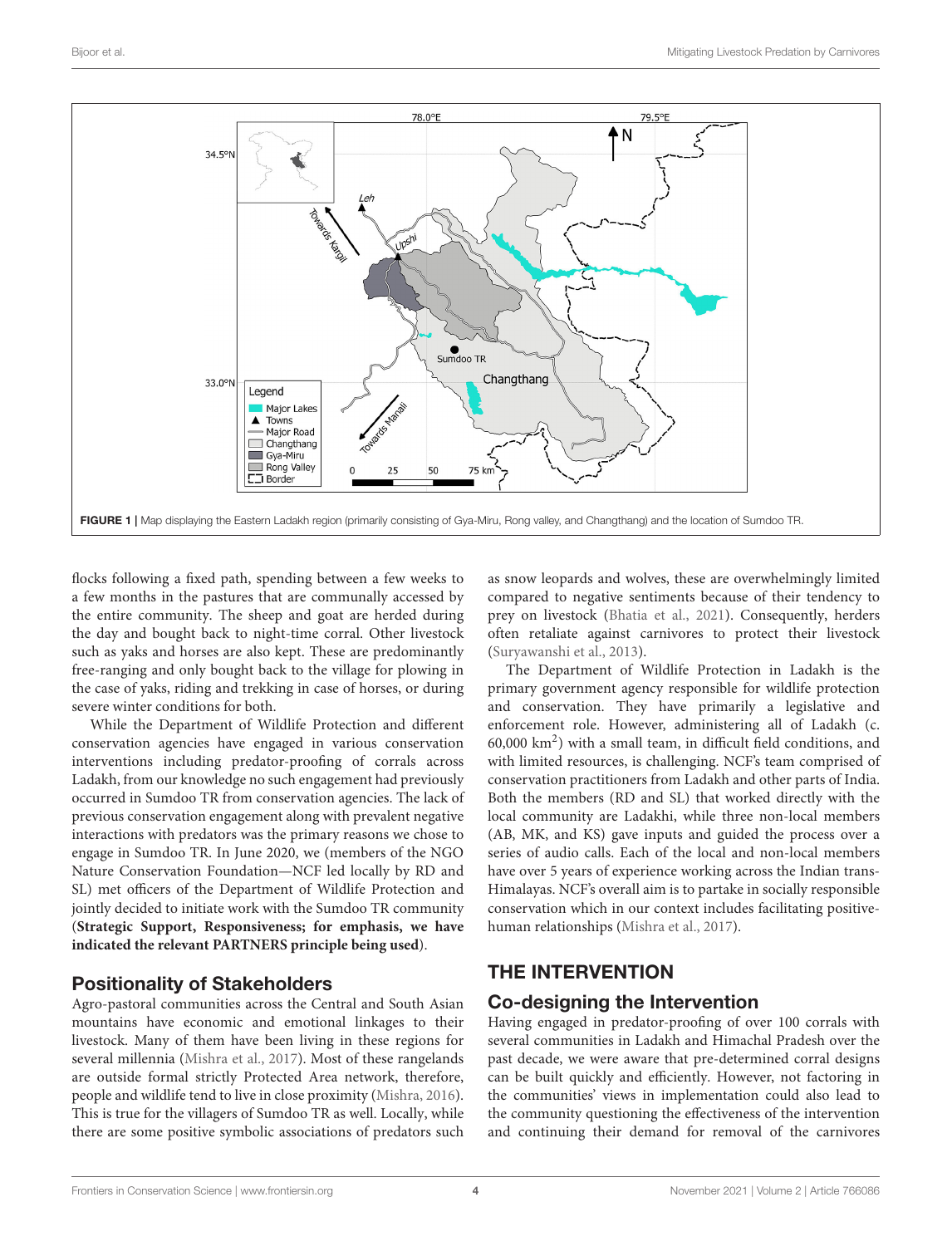FIGURE 1 | Map displaying the Eastern Ladakh region (primarily consisting of Gya-Miru, Rong valley, and Changthang) and the location of Sumdoo TR.

flocks following a fixed path, spending between a few weeks to a few months in the pastures that are communally accessed by the entire community. The sheep and goat are herded during the day and bought back to night-time corral. Other livestock such as yaks and horses are also kept. These are predominantly free-ranging and only bought back to the village for plowing in the case of yaks, riding and trekking in case of horses, or during severe winter conditions for both.

While the Department of Wildlife Protection and different conservation agencies have engaged in various conservation interventions including predator-proofing of corrals across Ladakh, from our knowledge no such engagement had previously occurred in Sumdoo TR from conservation agencies. The lack of previous conservation engagement along with prevalent negative interactions with predators was the primary reasons we chose to engage in Sumdoo TR. In June 2020, we (members of the NGO Nature Conservation Foundation—NCF led locally by RD and SL) met officers of the Department of Wildlife Protection and jointly decided to initiate work with the Sumdoo TR community (**Strategic Support, Responsiveness; for emphasis, we have indicated the relevant PARTNERS principle being used**).

## Positionality of Stakeholders

Agro-pastoral communities across the Central and South Asian mountains have economic and emotional linkages to their livestock. Many of them have been living in these regions for several millennia (Mishra et al., 2017). Most of these rangelands are outside formal strictly Protected Area network, therefore, people and wildlife tend to live in close proximity (Mishra, 2016). This is true for the villagers of Sumdoo TR as well. Locally, while there are some positive symbolic associations of predators such as snow leopards and wolves, these are overwhelmingly limited compared to negative sentiments because of their tendency to prey on livestock (Bhatia et al., 2021). Consequently, herders often retaliate against carnivores to protect their livestock (Suryawanshi et al., 2013).

The Department of Wildlife Protection in Ladakh is the primary government agency responsible for wildlife protection and conservation. They have primarily a legislative and enforcement role. However, administering all of Ladakh (c. 60,000 km$^2$) with a small team, in difficult field conditions, and with limited resources, is challenging. NCF's team comprised of conservation practitioners from Ladakh and other parts of India. Both the members (RD and SL) that worked directly with the local community are Ladakhi, while three non-local members (AB, MK, and KS) gave inputs and guided the process over a series of audio calls. Each of the local and non-local members have over 5 years of experience working across the Indian trans-Himalayas. NCF's overall aim is to partake in socially responsible conservation which in our context includes facilitating positive-human relationships (Mishra et al., 2017).

## THE INTERVENTION

### Co-designing the Intervention

Having engaged in predator-proofing of over 100 corrals with several communities in Ladakh and Himachal Pradesh over the past decade, we were aware that pre-determined corral designs can be built quickly and efficiently. However, not factoring in the communities' views in implementation could also lead to the community questioning the effectiveness of the intervention and continuing their demand for removal of the carnivores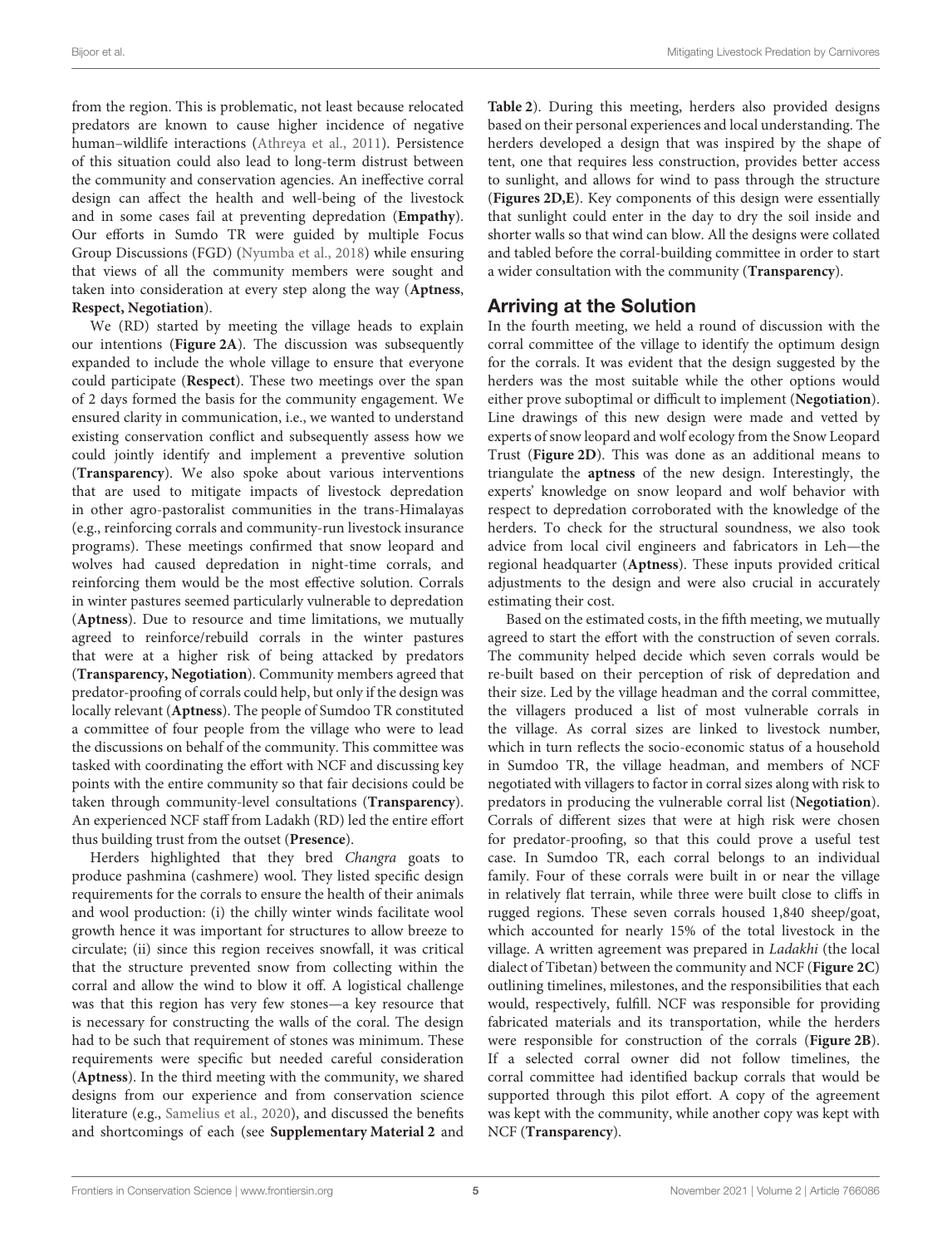from the region. This is problematic, not least because relocated predators are known to cause higher incidence of negative human–wildlife interactions (Athreya et al., 2011). Persistence of this situation could also lead to long-term distrust between the community and conservation agencies. An ineffective corral design can affect the health and well-being of the livestock and in some cases fail at preventing depredation (**Empathy**). Our efforts in Sumdo TR were guided by multiple Focus Group Discussions (FGD) (Nyumba et al., 2018) while ensuring that views of all the community members were sought and taken into consideration at every step along the way (**Aptness**, **Respect, Negotiation**).

We (RD) started by meeting the village heads to explain our intentions (**Figure 2A**). The discussion was subsequently expanded to include the whole village to ensure that everyone could participate (**Respect**). These two meetings over the span of 2 days formed the basis for the community engagement. We ensured clarity in communication, i.e., we wanted to understand existing conservation conflict and subsequently assess how we could jointly identify and implement a preventive solution (**Transparency**). We also spoke about various interventions that are used to mitigate impacts of livestock depredation in other agro-pastoralist communities in the trans-Himalayas (e.g., reinforcing corrals and community-run livestock insurance programs). These meetings confirmed that snow leopard and wolves had caused depredation in night-time corrals, and reinforcing them would be the most effective solution. Corrals in winter pastures seemed particularly vulnerable to depredation (**Aptness**). Due to resource and time limitations, we mutually agreed to reinforce/rebuild corrals in the winter pastures that were at a higher risk of being attacked by predators (**Transparency, Negotiation**). Community members agreed that predator-proofing of corrals could help, but only if the design was locally relevant (**Aptness**). The people of Sumdoo TR constituted a committee of four people from the village who were to lead the discussions on behalf of the community. This committee was tasked with coordinating the effort with NCF and discussing key points with the entire community so that fair decisions could be taken through community-level consultations (**Transparency**). An experienced NCF staff from Ladakh (RD) led the entire effort thus building trust from the outset (**Presence**).

Herders highlighted that they bred *Changra* goats to produce pashmina (cashmere) wool. They listed specific design requirements for the corrals to ensure the health of their animals and wool production: (i) the chilly winter winds facilitate wool growth hence it was important for structures to allow breeze to circulate; (ii) since this region receives snowfall, it was critical that the structure prevented snow from collecting within the corral and allow the wind to blow it off. A logistical challenge was that this region has very few stones—a key resource that is necessary for constructing the walls of the coral. The design had to be such that requirement of stones was minimum. These requirements were specific but needed careful consideration (**Aptness**). In the third meeting with the community, we shared designs from our experience and from conservation science literature (e.g., Samelius et al., 2020), and discussed the benefits and shortcomings of each (see **Supplementary Material 2** and **Table 2**). During this meeting, herders also provided designs based on their personal experiences and local understanding. The herders developed a design that was inspired by the shape of tent, one that requires less construction, provides better access to sunlight, and allows for wind to pass through the structure (**Figures 2D,E**). Key components of this design were essentially that sunlight could enter in the day to dry the soil inside and shorter walls so that wind can blow. All the designs were collated and tabled before the corral-building committee in order to start a wider consultation with the community (**Transparency**).

## Arriving at the Solution

In the fourth meeting, we held a round of discussion with the corral committee of the village to identify the optimum design for the corrals. It was evident that the design suggested by the herders was the most suitable while the other options would either prove suboptimal or difficult to implement (**Negotiation**). Line drawings of this new design were made and vetted by experts of snow leopard and wolf ecology from the Snow Leopard Trust (**Figure 2D**). This was done as an additional means to triangulate the **aptness** of the new design. Interestingly, the experts' knowledge on snow leopard and wolf behavior with respect to depredation corroborated with the knowledge of the herders. To check for the structural soundness, we also took advice from local civil engineers and fabricators in Leh—the regional headquarter (**Aptness**). These inputs provided critical adjustments to the design and were also crucial in accurately estimating their cost.

Based on the estimated costs, in the fifth meeting, we mutually agreed to start the effort with the construction of seven corrals. The community helped decide which seven corrals would be re-built based on their perception of risk of depredation and their size. Led by the village headman and the corral committee, the villagers produced a list of most vulnerable corrals in the village. As corral sizes are linked to livestock number, which in turn reflects the socio-economic status of a household in Sumdoo TR, the village headman, and members of NCF negotiated with villagers to factor in corral sizes along with risk to predators in producing the vulnerable corral list (**Negotiation**). Corrals of different sizes that were at high risk were chosen for predator-proofing, so that this could prove a useful test case. In Sumdoo TR, each corral belongs to an individual family. Four of these corrals were built in or near the village in relatively flat terrain, while three were built close to cliffs in rugged regions. These seven corrals housed 1,840 sheep/goat, which accounted for nearly 15% of the total livestock in the village. A written agreement was prepared in *Ladakhi* (the local dialect of Tibetan) between the community and NCF (**Figure 2C**) outlining timelines, milestones, and the responsibilities that each would, respectively, fulfill. NCF was responsible for providing fabricated materials and its transportation, while the herders were responsible for construction of the corrals (**Figure 2B**). If a selected corral owner did not follow timelines, the corral committee had identified backup corrals that would be supported through this pilot effort. A copy of the agreement was kept with the community, while another copy was kept with NCF (**Transparency**).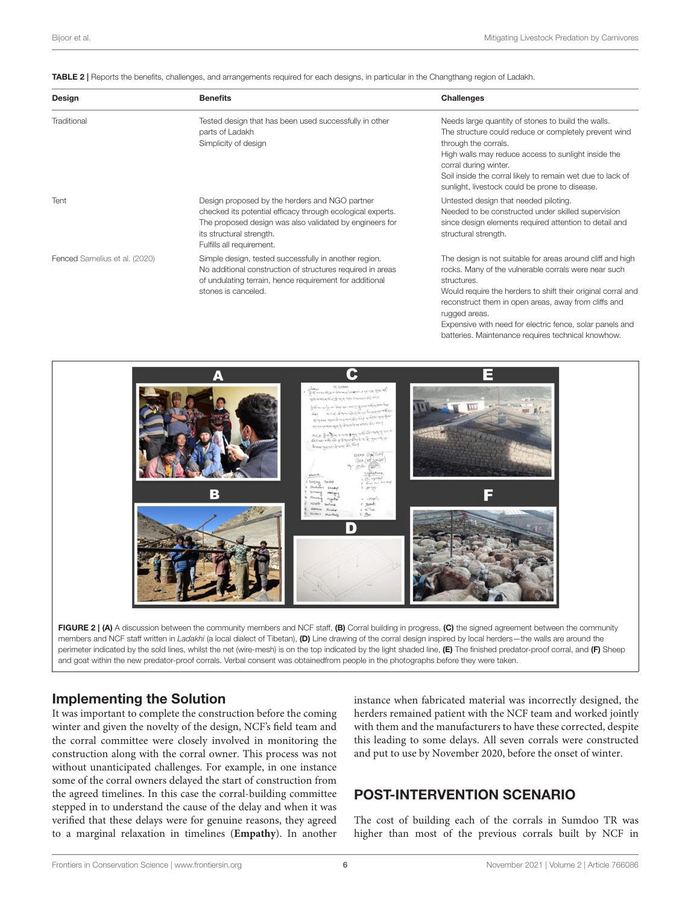**TABLE 2 |** Reports the benefits, challenges, and arrangements required for each designs, in particular in the Changthang region of Ladakh.

| Design | Benefits | Challenges |
|---|---|---|
| Traditional | Tested design that has been used successfully in other parts of Ladakh<br>Simplicity of design | Needs large quantity of stones to build the walls.<br>The structure could reduce or completely prevent wind through the corrals.<br>High walls may reduce access to sunlight inside the corral during winter.<br>Soil inside the corral likely to remain wet due to lack of sunlight, livestock could be prone to disease. |
| Tent | Design proposed by the herders and NGO partner checked its potential efficacy through ecological experts. The proposed design was also validated by engineers for its structural strength.<br>Fulfills all requirement. | Untested design that needed piloting.<br>Needed to be constructed under skilled supervision since design elements required attention to detail and structural strength. |
| Fenced Samelius et al. (2020) | Simple design, tested successfully in another region. No additional construction of structures required in areas of undulating terrain, hence requirement for additional stones is canceled. | The design is not suitable for areas around cliff and high rocks. Many of the vulnerable corrals were near such structures.<br>Would require the herders to shift their original corral and reconstruct them in open areas, away from cliffs and rugged areas.<br>Expensive with need for electric fence, solar panels and batteries. Maintenance requires technical knowhow. |

**FIGURE 2 | (A)** A discussion between the community members and NCF staff, **(B)** Corral building in progress, **(C)** the signed agreement between the community members and NCF staff written in *Ladakhi* (a local dialect of Tibetan), **(D)** Line drawing of the corral design inspired by local herders—the walls are around the perimeter indicated by the sold lines, whilst the net (wire-mesh) is on the top indicated by the light shaded line, **(E)** The finished predator-proof corral, and **(F)** Sheep and goat within the new predator-proof corrals. Verbal consent was obtainedfrom people in the photographs before they were taken.

## Implementing the Solution

It was important to complete the construction before the coming winter and given the novelty of the design, NCF's field team and the corral committee were closely involved in monitoring the construction along with the corral owner. This process was not without unanticipated challenges. For example, in one instance some of the corral owners delayed the start of construction from the agreed timelines. In this case the corral-building committee stepped in to understand the cause of the delay and when it was verified that these delays were for genuine reasons, they agreed to a marginal relaxation in timelines (**Empathy**). In another instance when fabricated material was incorrectly designed, the herders remained patient with the NCF team and worked jointly with them and the manufacturers to have these corrected, despite this leading to some delays. All seven corrals were constructed and put to use by November 2020, before the onset of winter.

## POST-INTERVENTION SCENARIO

The cost of building each of the corrals in Sumdoo TR was higher than most of the previous corrals built by NCF in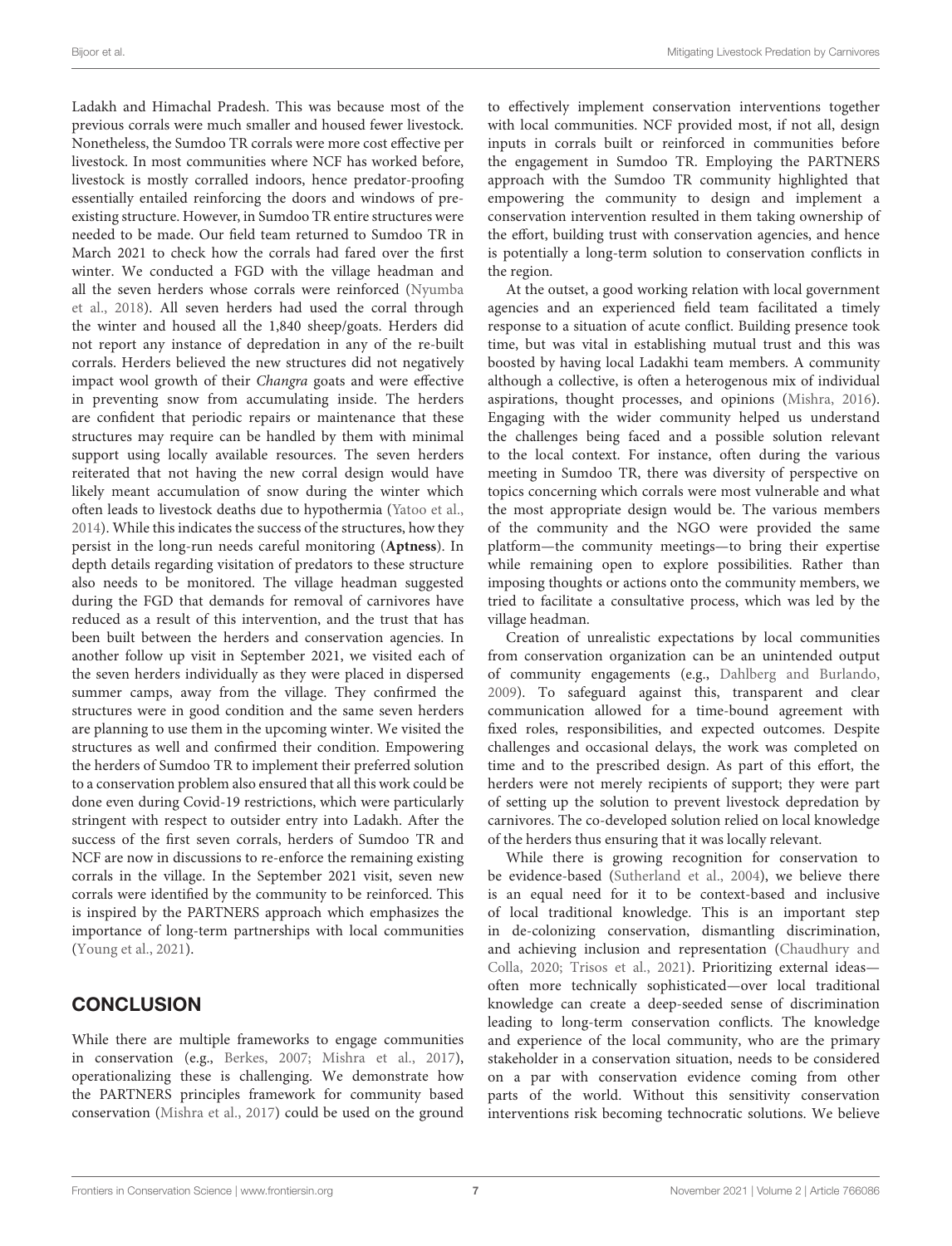Ladakh and Himachal Pradesh. This was because most of the previous corrals were much smaller and housed fewer livestock. Nonetheless, the Sumdoo TR corrals were more cost effective per livestock. In most communities where NCF has worked before, livestock is mostly corralled indoors, hence predator-proofing essentially entailed reinforcing the doors and windows of pre-existing structure. However, in Sumdoo TR entire structures were needed to be made. Our field team returned to Sumdoo TR in March 2021 to check how the corrals had fared over the first winter. We conducted a FGD with the village headman and all the seven herders whose corrals were reinforced (Nyumba et al., 2018). All seven herders had used the corral through the winter and housed all the 1,840 sheep/goats. Herders did not report any instance of depredation in any of the re-built corrals. Herders believed the new structures did not negatively impact wool growth of their *Changra* goats and were effective in preventing snow from accumulating inside. The herders are confident that periodic repairs or maintenance that these structures may require can be handled by them with minimal support using locally available resources. The seven herders reiterated that not having the new corral design would have likely meant accumulation of snow during the winter which often leads to livestock deaths due to hypothermia (Yatoo et al., 2014). While this indicates the success of the structures, how they persist in the long-run needs careful monitoring (**Aptness**). In depth details regarding visitation of predators to these structure also needs to be monitored. The village headman suggested during the FGD that demands for removal of carnivores have reduced as a result of this intervention, and the trust that has been built between the herders and conservation agencies. In another follow up visit in September 2021, we visited each of the seven herders individually as they were placed in dispersed summer camps, away from the village. They confirmed the structures were in good condition and the same seven herders are planning to use them in the upcoming winter. We visited the structures as well and confirmed their condition. Empowering the herders of Sumdoo TR to implement their preferred solution to a conservation problem also ensured that all this work could be done even during Covid-19 restrictions, which were particularly stringent with respect to outsider entry into Ladakh. After the success of the first seven corrals, herders of Sumdoo TR and NCF are now in discussions to re-enforce the remaining existing corrals in the village. In the September 2021 visit, seven new corrals were identified by the community to be reinforced. This is inspired by the PARTNERS approach which emphasizes the importance of long-term partnerships with local communities (Young et al., 2021).

## CONCLUSION

While there are multiple frameworks to engage communities in conservation (e.g., Berkes, 2007; Mishra et al., 2017), operationalizing these is challenging. We demonstrate how the PARTNERS principles framework for community based conservation (Mishra et al., 2017) could be used on the ground to effectively implement conservation interventions together with local communities. NCF provided most, if not all, design inputs in corrals built or reinforced in communities before the engagement in Sumdoo TR. Employing the PARTNERS approach with the Sumdoo TR community highlighted that empowering the community to design and implement a conservation intervention resulted in them taking ownership of the effort, building trust with conservation agencies, and hence is potentially a long-term solution to conservation conflicts in the region.

At the outset, a good working relation with local government agencies and an experienced field team facilitated a timely response to a situation of acute conflict. Building presence took time, but was vital in establishing mutual trust and this was boosted by having local Ladakhi team members. A community although a collective, is often a heterogenous mix of individual aspirations, thought processes, and opinions (Mishra, 2016). Engaging with the wider community helped us understand the challenges being faced and a possible solution relevant to the local context. For instance, often during the various meeting in Sumdoo TR, there was diversity of perspective on topics concerning which corrals were most vulnerable and what the most appropriate design would be. The various members of the community and the NGO were provided the same platform—the community meetings—to bring their expertise while remaining open to explore possibilities. Rather than imposing thoughts or actions onto the community members, we tried to facilitate a consultative process, which was led by the village headman.

Creation of unrealistic expectations by local communities from conservation organization can be an unintended output of community engagements (e.g., Dahlberg and Burlando, 2009). To safeguard against this, transparent and clear communication allowed for a time-bound agreement with fixed roles, responsibilities, and expected outcomes. Despite challenges and occasional delays, the work was completed on time and to the prescribed design. As part of this effort, the herders were not merely recipients of support; they were part of setting up the solution to prevent livestock depredation by carnivores. The co-developed solution relied on local knowledge of the herders thus ensuring that it was locally relevant.

While there is growing recognition for conservation to be evidence-based (Sutherland et al., 2004), we believe there is an equal need for it to be context-based and inclusive of local traditional knowledge. This is an important step in de-colonizing conservation, dismantling discrimination, and achieving inclusion and representation (Chaudhury and Colla, 2020; Trisos et al., 2021). Prioritizing external ideas—often more technically sophisticated—over local traditional knowledge can create a deep-seeded sense of discrimination leading to long-term conservation conflicts. The knowledge and experience of the local community, who are the primary stakeholder in a conservation situation, needs to be considered on a par with conservation evidence coming from other parts of the world. Without this sensitivity conservation interventions risk becoming technocratic solutions. We believe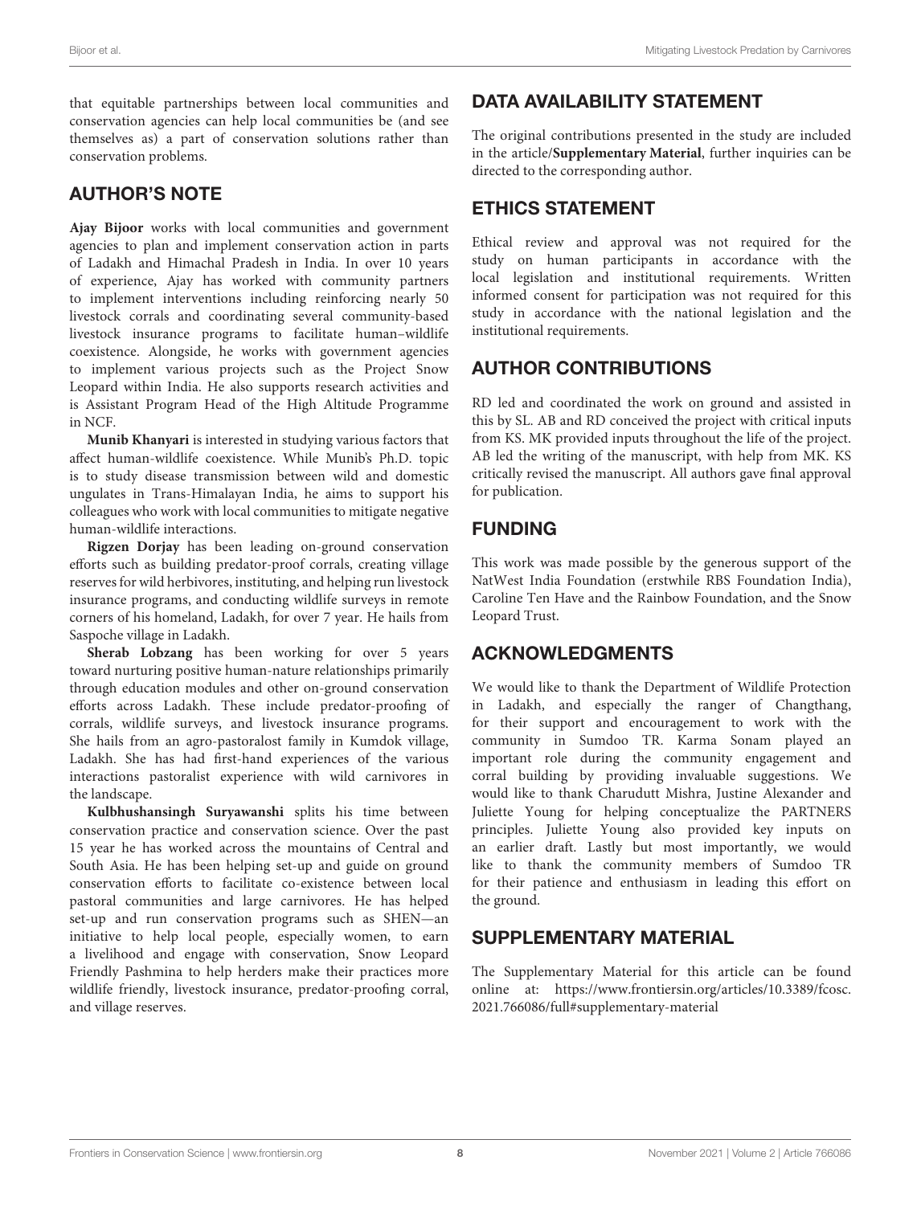that equitable partnerships between local communities and conservation agencies can help local communities be (and see themselves as) a part of conservation solutions rather than conservation problems.

## AUTHOR'S NOTE

**Ajay Bijoor** works with local communities and government agencies to plan and implement conservation action in parts of Ladakh and Himachal Pradesh in India. In over 10 years of experience, Ajay has worked with community partners to implement interventions including reinforcing nearly 50 livestock corrals and coordinating several community-based livestock insurance programs to facilitate human–wildlife coexistence. Alongside, he works with government agencies to implement various projects such as the Project Snow Leopard within India. He also supports research activities and is Assistant Program Head of the High Altitude Programme in NCF.

**Munib Khanyari** is interested in studying various factors that affect human-wildlife coexistence. While Munib's Ph.D. topic is to study disease transmission between wild and domestic ungulates in Trans-Himalayan India, he aims to support his colleagues who work with local communities to mitigate negative human-wildlife interactions.

**Rigzen Dorjay** has been leading on-ground conservation efforts such as building predator-proof corrals, creating village reserves for wild herbivores, instituting, and helping run livestock insurance programs, and conducting wildlife surveys in remote corners of his homeland, Ladakh, for over 7 year. He hails from Saspoche village in Ladakh.

**Sherab Lobzang** has been working for over 5 years toward nurturing positive human-nature relationships primarily through education modules and other on-ground conservation efforts across Ladakh. These include predator-proofing of corrals, wildlife surveys, and livestock insurance programs. She hails from an agro-pastoralost family in Kumdok village, Ladakh. She has had first-hand experiences of the various interactions pastoralist experience with wild carnivores in the landscape.

**Kulbhushansingh Suryawanshi** splits his time between conservation practice and conservation science. Over the past 15 year he has worked across the mountains of Central and South Asia. He has been helping set-up and guide on ground conservation efforts to facilitate co-existence between local pastoral communities and large carnivores. He has helped set-up and run conservation programs such as SHEN—an initiative to help local people, especially women, to earn a livelihood and engage with conservation, Snow Leopard Friendly Pashmina to help herders make their practices more wildlife friendly, livestock insurance, predator-proofing corral, and village reserves.

## DATA AVAILABILITY STATEMENT

The original contributions presented in the study are included in the article/**Supplementary Material**, further inquiries can be directed to the corresponding author.

## ETHICS STATEMENT

Ethical review and approval was not required for the study on human participants in accordance with the local legislation and institutional requirements. Written informed consent for participation was not required for this study in accordance with the national legislation and the institutional requirements.

## AUTHOR CONTRIBUTIONS

RD led and coordinated the work on ground and assisted in this by SL. AB and RD conceived the project with critical inputs from KS. MK provided inputs throughout the life of the project. AB led the writing of the manuscript, with help from MK. KS critically revised the manuscript. All authors gave final approval for publication.

## FUNDING

This work was made possible by the generous support of the NatWest India Foundation (erstwhile RBS Foundation India), Caroline Ten Have and the Rainbow Foundation, and the Snow Leopard Trust.

## ACKNOWLEDGMENTS

We would like to thank the Department of Wildlife Protection in Ladakh, and especially the ranger of Changthang, for their support and encouragement to work with the community in Sumdoo TR. Karma Sonam played an important role during the community engagement and corral building by providing invaluable suggestions. We would like to thank Charudutt Mishra, Justine Alexander and Juliette Young for helping conceptualize the PARTNERS principles. Juliette Young also provided key inputs on an earlier draft. Lastly but most importantly, we would like to thank the community members of Sumdoo TR for their patience and enthusiasm in leading this effort on the ground.

## SUPPLEMENTARY MATERIAL

The Supplementary Material for this article can be found online at: https://www.frontiersin.org/articles/10.3389/fcosc.2021.766086/full#supplementary-material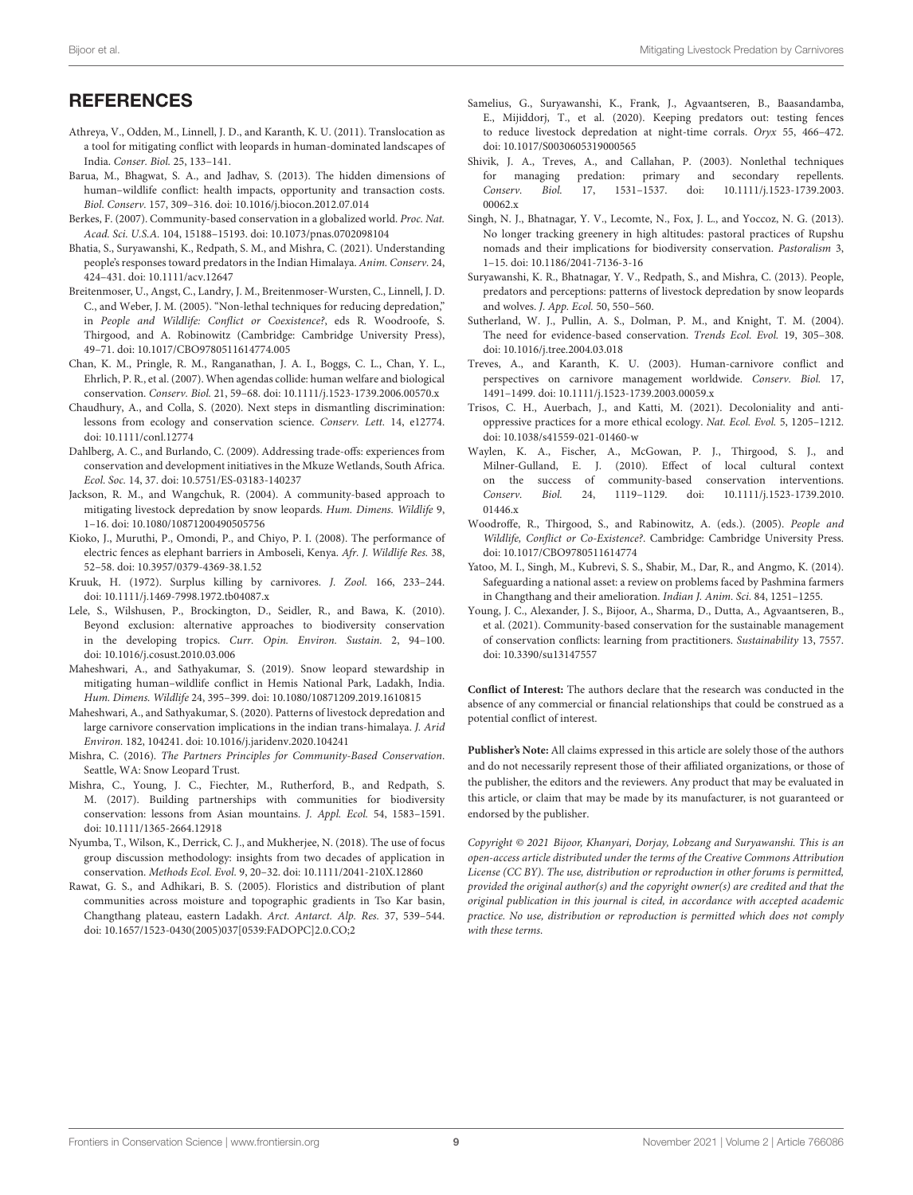## REFERENCES

Athreya, V., Odden, M., Linnell, J. D., and Karanth, K. U. (2011). Translocation as a tool for mitigating conflict with leopards in human-dominated landscapes of India. *Conser. Biol.* 25, 133–141.

Barua, M., Bhagwat, S. A., and Jadhav, S. (2013). The hidden dimensions of human–wildlife conflict: health impacts, opportunity and transaction costs. *Biol. Conserv.* 157, 309–316. doi: 10.1016/j.biocon.2012.07.014

Berkes, F. (2007). Community-based conservation in a globalized world. *Proc. Nat. Acad. Sci. U.S.A.* 104, 15188–15193. doi: 10.1073/pnas.0702098104

Bhatia, S., Suryawanshi, K., Redpath, S. M., and Mishra, C. (2021). Understanding people's responses toward predators in the Indian Himalaya. *Anim. Conserv.* 24, 424–431. doi: 10.1111/acv.12647

Breitenmoser, U., Angst, C., Landry, J. M., Breitenmoser-Wursten, C., Linnell, J. D. C., and Weber, J. M. (2005). "Non-lethal techniques for reducing depredation," in *People and Wildlife: Conflict or Coexistence?*, eds R. Woodroofe, S. Thirgood, and A. Robinowitz (Cambridge: Cambridge University Press), 49–71. doi: 10.1017/CBO9780511614774.005

Chan, K. M., Pringle, R. M., Ranganathan, J. A. I., Boggs, C. L., Chan, Y. L., Ehrlich, P. R., et al. (2007). When agendas collide: human welfare and biological conservation. *Conserv. Biol.* 21, 59–68. doi: 10.1111/j.1523-1739.2006.00570.x

Chaudhury, A., and Colla, S. (2020). Next steps in dismantling discrimination: lessons from ecology and conservation science. *Conserv. Lett.* 14, e12774. doi: 10.1111/conl.12774

Dahlberg, A. C., and Burlando, C. (2009). Addressing trade-offs: experiences from conservation and development initiatives in the Mkuze Wetlands, South Africa. *Ecol. Soc.* 14, 37. doi: 10.5751/ES-03183-140237

Jackson, R. M., and Wangchuk, R. (2004). A community-based approach to mitigating livestock depredation by snow leopards. *Hum. Dimens. Wildlife* 9, 1–16. doi: 10.1080/10871200490505756

Kioko, J., Muruthi, P., Omondi, P., and Chiyo, P. I. (2008). The performance of electric fences as elephant barriers in Amboseli, Kenya. *Afr. J. Wildlife Res.* 38, 52–58. doi: 10.3957/0379-4369-38.1.52

Kruuk, H. (1972). Surplus killing by carnivores. *J. Zool.* 166, 233–244. doi: 10.1111/j.1469-7998.1972.tb04087.x

Lele, S., Wilshusen, P., Brockington, D., Seidler, R., and Bawa, K. (2010). Beyond exclusion: alternative approaches to biodiversity conservation in the developing tropics. *Curr. Opin. Environ. Sustain.* 2, 94–100. doi: 10.1016/j.cosust.2010.03.006

Maheshwari, A., and Sathyakumar, S. (2019). Snow leopard stewardship in mitigating human–wildlife conflict in Hemis National Park, Ladakh, India. *Hum. Dimens. Wildlife* 24, 395–399. doi: 10.1080/10871209.2019.1610815

Maheshwari, A., and Sathyakumar, S. (2020). Patterns of livestock depredation and large carnivore conservation implications in the indian trans-himalaya. *J. Arid Environ.* 182, 104241. doi: 10.1016/j.jaridenv.2020.104241

Mishra, C. (2016). *The Partners Principles for Community-Based Conservation*. Seattle, WA: Snow Leopard Trust.

Mishra, C., Young, J. C., Fiechter, M., Rutherford, B., and Redpath, S. M. (2017). Building partnerships with communities for biodiversity conservation: lessons from Asian mountains. *J. Appl. Ecol.* 54, 1583–1591. doi: 10.1111/1365-2664.12918

Nyumba, T., Wilson, K., Derrick, C. J., and Mukherjee, N. (2018). The use of focus group discussion methodology: insights from two decades of application in conservation. *Methods Ecol. Evol.* 9, 20–32. doi: 10.1111/2041-210X.12860

Rawat, G. S., and Adhikari, B. S. (2005). Floristics and distribution of plant communities across moisture and topographic gradients in Tso Kar basin, Changthang plateau, eastern Ladakh. *Arct. Antarct. Alp. Res.* 37, 539–544. doi: 10.1657/1523-0430(2005)037[0539:FADOPC]2.0.CO;2

Samelius, G., Suryawanshi, K., Frank, J., Agvaantseren, B., Baasandamba, E., Mijiddorj, T., et al. (2020). Keeping predators out: testing fences to reduce livestock depredation at night-time corrals. *Oryx* 55, 466–472. doi: 10.1017/S0030605319000565

Shivik, J. A., Treves, A., and Callahan, P. (2003). Nonlethal techniques for managing predation: primary and secondary repellents. *Conserv. Biol.* 17, 1531–1537. doi: 10.1111/j.1523-1739.2003.00062.x

Singh, N. J., Bhatnagar, Y. V., Lecomte, N., Fox, J. L., and Yoccoz, N. G. (2013). No longer tracking greenery in high altitudes: pastoral practices of Rupshu nomads and their implications for biodiversity conservation. *Pastoralism* 3, 1–15. doi: 10.1186/2041-7136-3-16

Suryawanshi, K. R., Bhatnagar, Y. V., Redpath, S., and Mishra, C. (2013). People, predators and perceptions: patterns of livestock depredation by snow leopards and wolves. *J. App. Ecol.* 50, 550–560.

Sutherland, W. J., Pullin, A. S., Dolman, P. M., and Knight, T. M. (2004). The need for evidence-based conservation. *Trends Ecol. Evol.* 19, 305–308. doi: 10.1016/j.tree.2004.03.018

Treves, A., and Karanth, K. U. (2003). Human-carnivore conflict and perspectives on carnivore management worldwide. *Conserv. Biol.* 17, 1491–1499. doi: 10.1111/j.1523-1739.2003.00059.x

Trisos, C. H., Auerbach, J., and Katti, M. (2021). Decoloniality and anti-oppressive practices for a more ethical ecology. *Nat. Ecol. Evol.* 5, 1205–1212. doi: 10.1038/s41559-021-01460-w

Waylen, K. A., Fischer, A., McGowan, P. J., Thirgood, S. J., and Milner-Gulland, E. J. (2010). Effect of local cultural context on the success of community-based conservation interventions. *Conserv. Biol.* 24, 1119–1129. doi: 10.1111/j.1523-1739.2010.01446.x

Woodroffe, R., Thirgood, S., and Rabinowitz, A. (eds.). (2005). *People and Wildlife, Conflict or Co-Existence?*. Cambridge: Cambridge University Press. doi: 10.1017/CBO9780511614774

Yatoo, M. I., Singh, M., Kubrevi, S. S., Shabir, M., Dar, R., and Angmo, K. (2014). Safeguarding a national asset: a review on problems faced by Pashmina farmers in Changthang and their amelioration. *Indian J. Anim. Sci.* 84, 1251–1255.

Young, J. C., Alexander, J. S., Bijoor, A., Sharma, D., Dutta, A., Agvaantseren, B., et al. (2021). Community-based conservation for the sustainable management of conservation conflicts: learning from practitioners. *Sustainability* 13, 7557. doi: 10.3390/su13147557

**Conflict of Interest:** The authors declare that the research was conducted in the absence of any commercial or financial relationships that could be construed as a potential conflict of interest.

**Publisher's Note:** All claims expressed in this article are solely those of the authors and do not necessarily represent those of their affiliated organizations, or those of the publisher, the editors and the reviewers. Any product that may be evaluated in this article, or claim that may be made by its manufacturer, is not guaranteed or endorsed by the publisher.

*Copyright © 2021 Bijoor, Khanyari, Dorjay, Lobzang and Suryawanshi. This is an open-access article distributed under the terms of the Creative Commons Attribution License (CC BY). The use, distribution or reproduction in other forums is permitted, provided the original author(s) and the copyright owner(s) are credited and that the original publication in this journal is cited, in accordance with accepted academic practice. No use, distribution or reproduction is permitted which does not comply with these terms.*